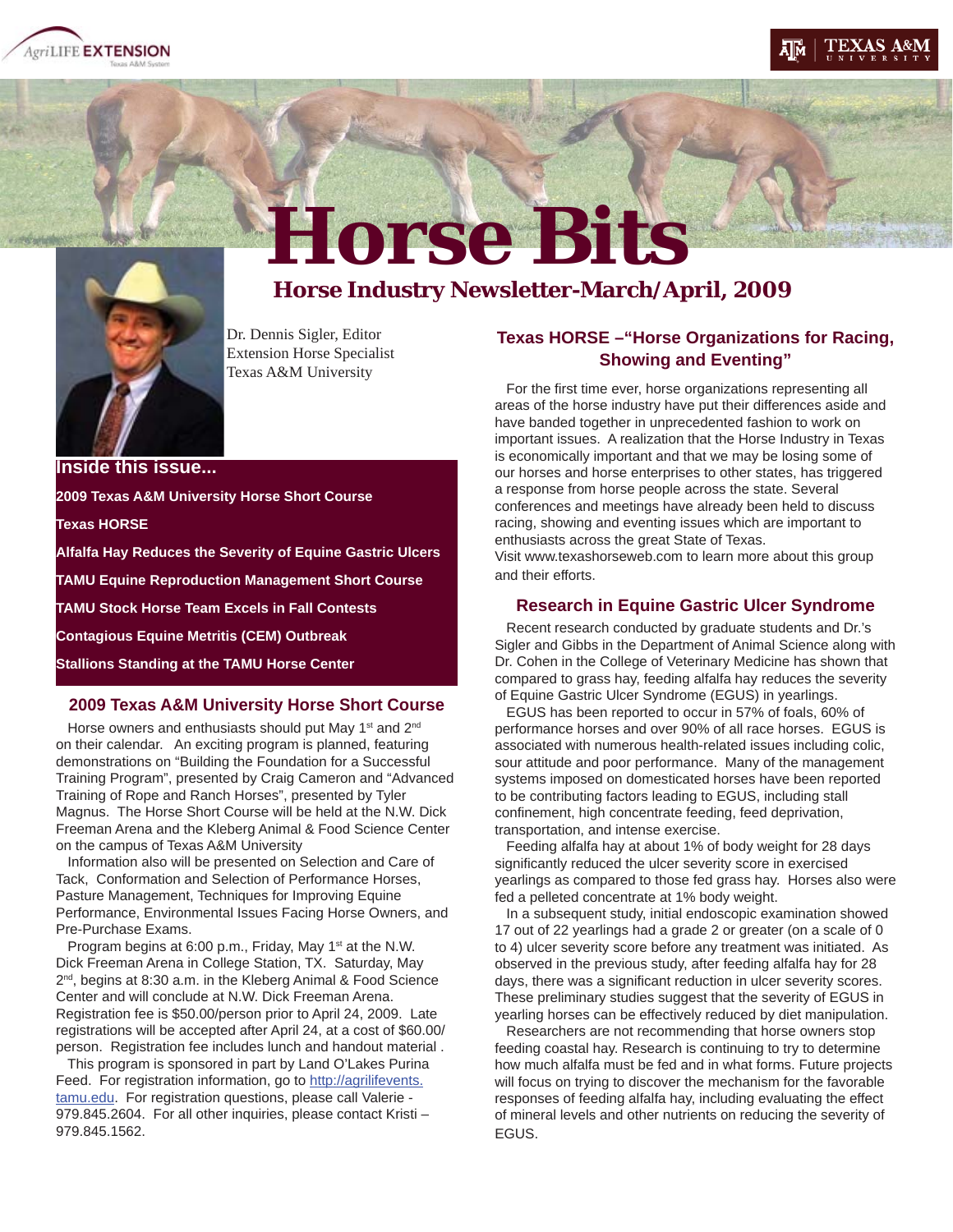# Horse Bits

## Horse Industry Newsletter-March/April, 2009

Dr. Dennis Sigler, Editor
Extension Horse Specialist
Texas A&M University

**Inside this issue...**

**2009 Texas A&M University Horse Short Course**

**Texas HORSE**

**Alfalfa Hay Reduces the Severity of Equine Gastric Ulcers**

**TAMU Equine Reproduction Management Short Course**

**TAMU Stock Horse Team Excels in Fall Contests**

**Contagious Equine Metritis (CEM) Outbreak**

**Stallions Standing at the TAMU Horse Center**

### 2009 Texas A&M University Horse Short Course

Horse owners and enthusiasts should put May 1st and 2nd on their calendar. An exciting program is planned, featuring demonstrations on "Building the Foundation for a Successful Training Program", presented by Craig Cameron and "Advanced Training of Rope and Ranch Horses", presented by Tyler Magnus. The Horse Short Course will be held at the N.W. Dick Freeman Arena and the Kleberg Animal & Food Science Center on the campus of Texas A&M University

Information also will be presented on Selection and Care of Tack, Conformation and Selection of Performance Horses, Pasture Management, Techniques for Improving Equine Performance, Environmental Issues Facing Horse Owners, and Pre-Purchase Exams.

Program begins at 6:00 p.m., Friday, May 1st at the N.W. Dick Freeman Arena in College Station, TX. Saturday, May 2nd, begins at 8:30 a.m. in the Kleberg Animal & Food Science Center and will conclude at N.W. Dick Freeman Arena. Registration fee is $50.00/person prior to April 24, 2009. Late registrations will be accepted after April 24, at a cost of $60.00/ person. Registration fee includes lunch and handout material .

This program is sponsored in part by Land O'Lakes Purina Feed. For registration information, go to http://agrilifeevents.tamu.edu. For registration questions, please call Valerie - 979.845.2604. For all other inquiries, please contact Kristi – 979.845.1562.

### Texas HORSE –"Horse Organizations for Racing, Showing and Eventing"

For the first time ever, horse organizations representing all areas of the horse industry have put their differences aside and have banded together in unprecedented fashion to work on important issues. A realization that the Horse Industry in Texas is economically important and that we may be losing some of our horses and horse enterprises to other states, has triggered a response from horse people across the state. Several conferences and meetings have already been held to discuss racing, showing and eventing issues which are important to enthusiasts across the great State of Texas.
Visit www.texashorseweb.com to learn more about this group and their efforts.

### Research in Equine Gastric Ulcer Syndrome

Recent research conducted by graduate students and Dr.'s Sigler and Gibbs in the Department of Animal Science along with Dr. Cohen in the College of Veterinary Medicine has shown that compared to grass hay, feeding alfalfa hay reduces the severity of Equine Gastric Ulcer Syndrome (EGUS) in yearlings.

EGUS has been reported to occur in 57% of foals, 60% of performance horses and over 90% of all race horses. EGUS is associated with numerous health-related issues including colic, sour attitude and poor performance. Many of the management systems imposed on domesticated horses have been reported to be contributing factors leading to EGUS, including stall confinement, high concentrate feeding, feed deprivation, transportation, and intense exercise.

Feeding alfalfa hay at about 1% of body weight for 28 days significantly reduced the ulcer severity score in exercised yearlings as compared to those fed grass hay. Horses also were fed a pelleted concentrate at 1% body weight.

In a subsequent study, initial endoscopic examination showed 17 out of 22 yearlings had a grade 2 or greater (on a scale of 0 to 4) ulcer severity score before any treatment was initiated. As observed in the previous study, after feeding alfalfa hay for 28 days, there was a significant reduction in ulcer severity scores. These preliminary studies suggest that the severity of EGUS in yearling horses can be effectively reduced by diet manipulation.

Researchers are not recommending that horse owners stop feeding coastal hay. Research is continuing to try to determine how much alfalfa must be fed and in what forms. Future projects will focus on trying to discover the mechanism for the favorable responses of feeding alfalfa hay, including evaluating the effect of mineral levels and other nutrients on reducing the severity of EGUS.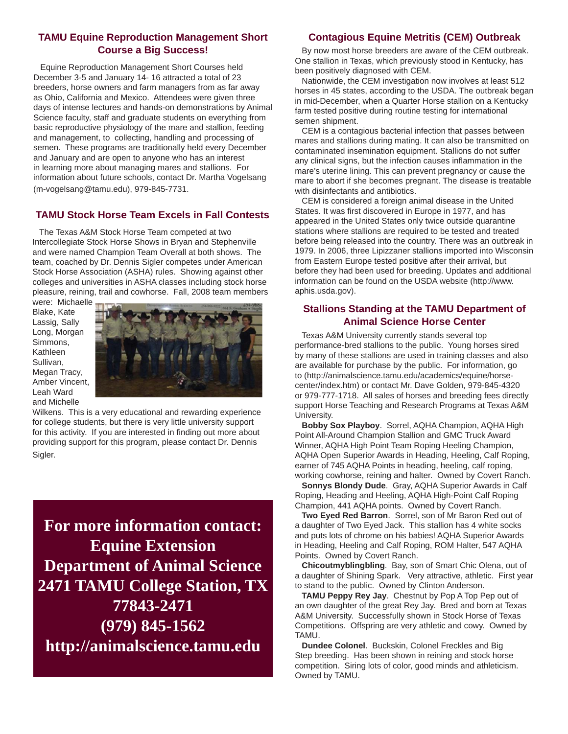## TAMU Equine Reproduction Management Short Course a Big Success!

Equine Reproduction Management Short Courses held December 3-5 and January 14- 16 attracted a total of 23 breeders, horse owners and farm managers from as far away as Ohio, California and Mexico. Attendees were given three days of intense lectures and hands-on demonstrations by Animal Science faculty, staff and graduate students on everything from basic reproductive physiology of the mare and stallion, feeding and management, to collecting, handling and processing of semen. These programs are traditionally held every December and January and are open to anyone who has an interest in learning more about managing mares and stallions. For information about future schools, contact Dr. Martha Vogelsang (m-vogelsang@tamu.edu), 979-845-7731.

## TAMU Stock Horse Team Excels in Fall Contests

The Texas A&M Stock Horse Team competed at two Intercollegiate Stock Horse Shows in Bryan and Stephenville and were named Champion Team Overall at both shows. The team, coached by Dr. Dennis Sigler competes under American Stock Horse Association (ASHA) rules. Showing against other colleges and universities in ASHA classes including stock horse pleasure, reining, trail and cowhorse. Fall, 2008 team members were: Michaelle Blake, Kate Lassig, Sally Long, Morgan Simmons, Kathleen Sullivan, Megan Tracy, Amber Vincent, Leah Ward and Michelle Wilkens. This is a very educational and rewarding experience for college students, but there is very little university support for this activity. If you are interested in finding out more about providing support for this program, please contact Dr. Dennis Sigler.

**For more information contact:**
**Equine Extension**
**Department of Animal Science**
**2471 TAMU College Station, TX 77843-2471**
**(979) 845-1562**
**http://animalscience.tamu.edu**

## Contagious Equine Metritis (CEM) Outbreak

By now most horse breeders are aware of the CEM outbreak. One stallion in Texas, which previously stood in Kentucky, has been positively diagnosed with CEM.

Nationwide, the CEM investigation now involves at least 512 horses in 45 states, according to the USDA. The outbreak began in mid-December, when a Quarter Horse stallion on a Kentucky farm tested positive during routine testing for international semen shipment.

CEM is a contagious bacterial infection that passes between mares and stallions during mating. It can also be transmitted on contaminated insemination equipment. Stallions do not suffer any clinical signs, but the infection causes inflammation in the mare's uterine lining. This can prevent pregnancy or cause the mare to abort if she becomes pregnant. The disease is treatable with disinfectants and antibiotics.

CEM is considered a foreign animal disease in the United States. It was first discovered in Europe in 1977, and has appeared in the United States only twice outside quarantine stations where stallions are required to be tested and treated before being released into the country. There was an outbreak in 1979. In 2006, three Lipizzaner stallions imported into Wisconsin from Eastern Europe tested positive after their arrival, but before they had been used for breeding. Updates and additional information can be found on the USDA website (http://www.aphis.usda.gov).

## Stallions Standing at the TAMU Department of Animal Science Horse Center

Texas A&M University currently stands several top performance-bred stallions to the public. Young horses sired by many of these stallions are used in training classes and also are available for purchase by the public. For information, go to (http://animalscience.tamu.edu/academics/equine/horse-center/index.htm) or contact Mr. Dave Golden, 979-845-4320 or 979-777-1718. All sales of horses and breeding fees directly support Horse Teaching and Research Programs at Texas A&M University.

**Bobby Sox Playboy**. Sorrel, AQHA Champion, AQHA High Point All-Around Champion Stallion and GMC Truck Award Winner, AQHA High Point Team Roping Heeling Champion, AQHA Open Superior Awards in Heading, Heeling, Calf Roping, earner of 745 AQHA Points in heading, heeling, calf roping, working cowhorse, reining and halter. Owned by Covert Ranch.

**Sonnys Blondy Dude**. Gray, AQHA Superior Awards in Calf Roping, Heading and Heeling, AQHA High-Point Calf Roping Champion, 441 AQHA points. Owned by Covert Ranch.

**Two Eyed Red Barron**. Sorrel, son of Mr Baron Red out of a daughter of Two Eyed Jack. This stallion has 4 white socks and puts lots of chrome on his babies! AQHA Superior Awards in Heading, Heeling and Calf Roping, ROM Halter, 547 AQHA Points. Owned by Covert Ranch.

**Chicoutmyblingbling**. Bay, son of Smart Chic Olena, out of a daughter of Shining Spark. Very attractive, athletic. First year to stand to the public. Owned by Clinton Anderson.

**TAMU Peppy Rey Jay**. Chestnut by Pop A Top Pep out of an own daughter of the great Rey Jay. Bred and born at Texas A&M University. Successfully shown in Stock Horse of Texas Competitions. Offspring are very athletic and cowy. Owned by TAMU.

**Dundee Colonel**. Buckskin, Colonel Freckles and Big Step breeding. Has been shown in reining and stock horse competition. Siring lots of color, good minds and athleticism. Owned by TAMU.